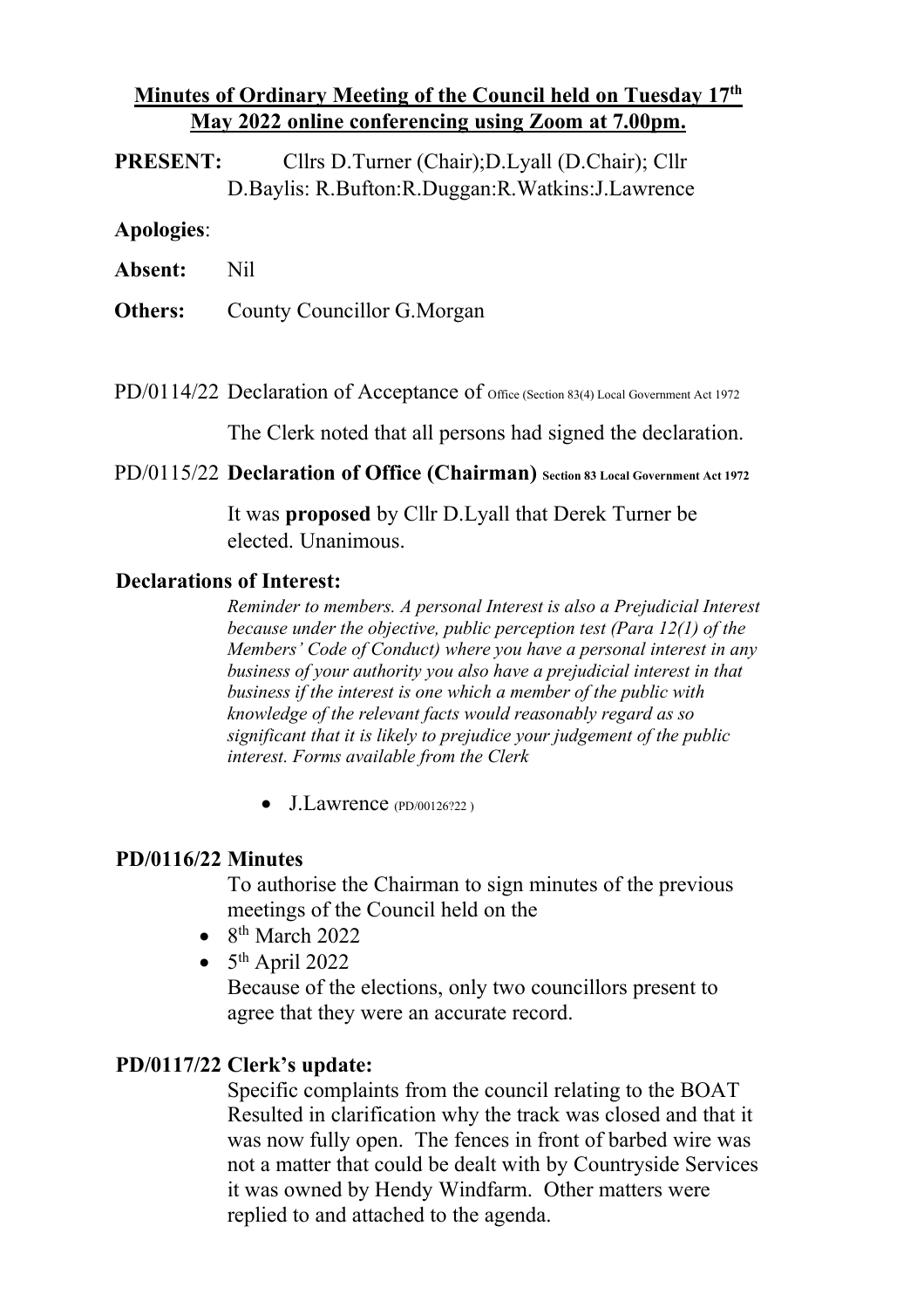## Minutes of Ordinary Meeting of the Council held on Tuesday 17th May 2022 online conferencing using Zoom at 7.00pm.

**PRESENT:** Cllrs D.Turner (Chair);D.Lyall (D.Chair); Cllr D.Baylis: R.Bufton:R.Duggan:R.Watkins:J.Lawrence

**Apologies**:

**Absent:** Nil

**Others:** County Councillor G.Morgan

PD/0114/22 Declaration of Acceptance of Office (Section 83(4) Local Government Act 1972

The Clerk noted that all persons had signed the declaration.

PD/0115/22 **Declaration of Office (Chairman) Section 83 Local Government Act 1972**

It was **proposed** by Cllr D.Lyall that Derek Turner be elected. Unanimous.

**Declarations of Interest:**

*Reminder to members. A personal Interest is also a Prejudicial Interest because under the objective, public perception test (Para 12(1) of the Members' Code of Conduct) where you have a personal interest in any business of your authority you also have a prejudicial interest in that business if the interest is one which a member of the public with knowledge of the relevant facts would reasonably regard as so significant that it is likely to prejudice your judgement of the public interest. Forms available from the Clerk*

- J.Lawrence (PD/00126?22 )

**PD/0116/22 Minutes**

To authorise the Chairman to sign minutes of the previous meetings of the Council held on the

- 8th March 2022
- 5th April 2022

Because of the elections, only two councillors present to agree that they were an accurate record.

**PD/0117/22 Clerk's update:**

Specific complaints from the council relating to the BOAT Resulted in clarification why the track was closed and that it was now fully open. The fences in front of barbed wire was not a matter that could be dealt with by Countryside Services it was owned by Hendy Windfarm. Other matters were replied to and attached to the agenda.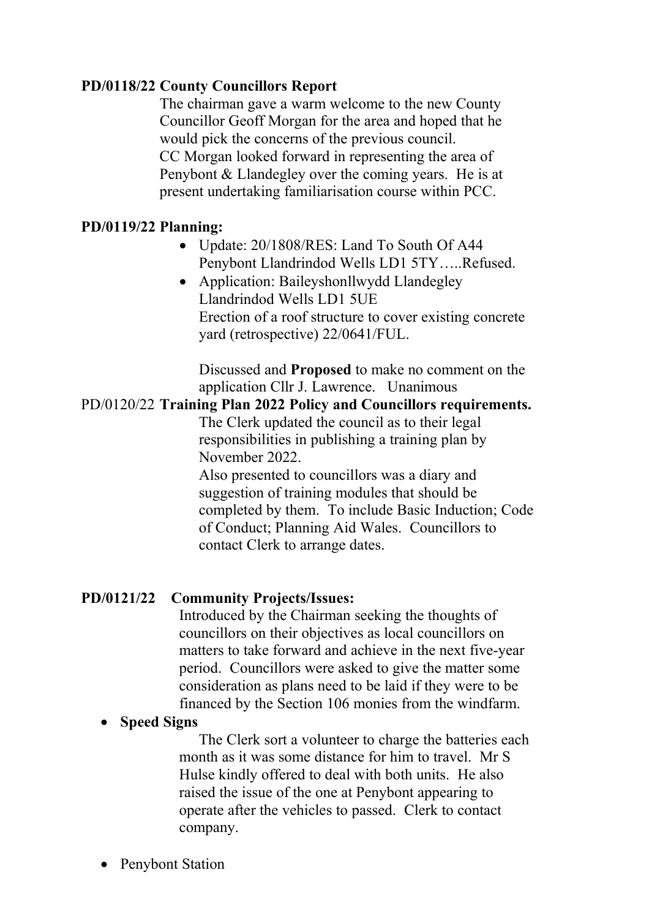**PD/0118/22 County Councillors Report**

The chairman gave a warm welcome to the new County Councillor Geoff Morgan for the area and hoped that he would pick the concerns of the previous council. CC Morgan looked forward in representing the area of Penybont & Llandegley over the coming years. He is at present undertaking familiarisation course within PCC.

**PD/0119/22 Planning:**

- Update: 20/1808/RES: Land To South Of A44 Penybont Llandrindod Wells LD1 5TY…..Refused.
- Application: Baileyshonllwydd Llandegley Llandrindod Wells LD1 5UE
  Erection of a roof structure to cover existing concrete yard (retrospective) 22/0641/FUL.

  Discussed and **Proposed** to make no comment on the application Cllr J. Lawrence. Unanimous

PD/0120/22 **Training Plan 2022 Policy and Councillors requirements.**

The Clerk updated the council as to their legal responsibilities in publishing a training plan by November 2022.
Also presented to councillors was a diary and suggestion of training modules that should be completed by them. To include Basic Induction; Code of Conduct; Planning Aid Wales. Councillors to contact Clerk to arrange dates.

**PD/0121/22 Community Projects/Issues:**

Introduced by the Chairman seeking the thoughts of councillors on their objectives as local councillors on matters to take forward and achieve in the next five-year period. Councillors were asked to give the matter some consideration as plans need to be laid if they were to be financed by the Section 106 monies from the windfarm.

- **Speed Signs**

  The Clerk sort a volunteer to charge the batteries each month as it was some distance for him to travel. Mr S Hulse kindly offered to deal with both units. He also raised the issue of the one at Penybont appearing to operate after the vehicles to passed. Clerk to contact company.

- Penybont Station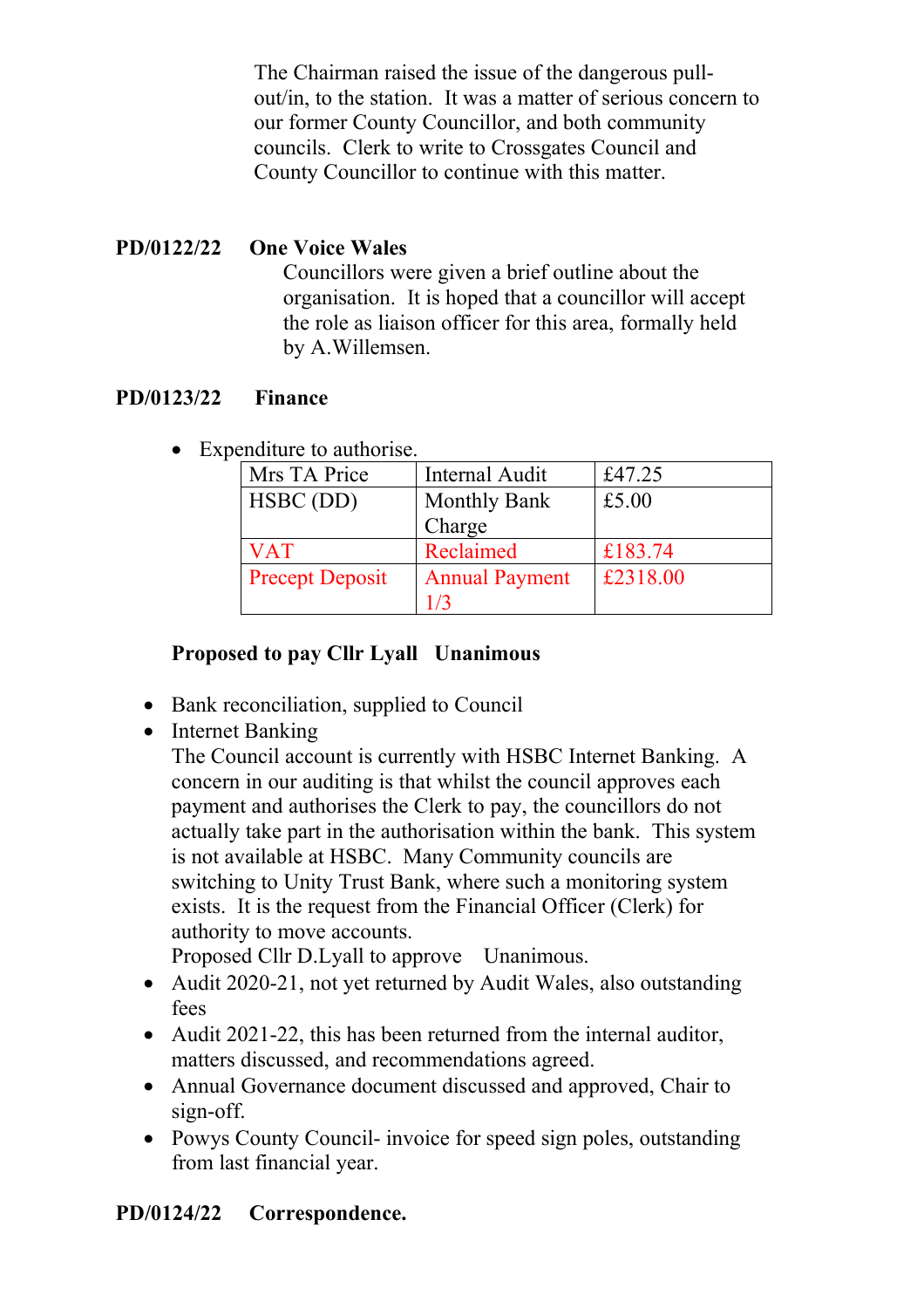The Chairman raised the issue of the dangerous pull-out/in, to the station. It was a matter of serious concern to our former County Councillor, and both community councils. Clerk to write to Crossgates Council and County Councillor to continue with this matter.

**PD/0122/22 One Voice Wales**

Councillors were given a brief outline about the organisation. It is hoped that a councillor will accept the role as liaison officer for this area, formally held by A.Willemsen.

**PD/0123/22 Finance**

- Expenditure to authorise.

| Mrs TA Price | Internal Audit | £47.25 |
|---|---|---|
| HSBC (DD) | Monthly Bank Charge | £5.00 |
| VAT | Reclaimed | £183.74 |
| Precept Deposit | Annual Payment 1/3 | £2318.00 |

**Proposed to pay Cllr Lyall Unanimous**

- Bank reconciliation, supplied to Council
- Internet Banking
  The Council account is currently with HSBC Internet Banking. A concern in our auditing is that whilst the council approves each payment and authorises the Clerk to pay, the councillors do not actually take part in the authorisation within the bank. This system is not available at HSBC. Many Community councils are switching to Unity Trust Bank, where such a monitoring system exists. It is the request from the Financial Officer (Clerk) for authority to move accounts.
  Proposed Cllr D.Lyall to approve Unanimous.
- Audit 2020-21, not yet returned by Audit Wales, also outstanding fees
- Audit 2021-22, this has been returned from the internal auditor, matters discussed, and recommendations agreed.
- Annual Governance document discussed and approved, Chair to sign-off.
- Powys County Council- invoice for speed sign poles, outstanding from last financial year.

**PD/0124/22 Correspondence.**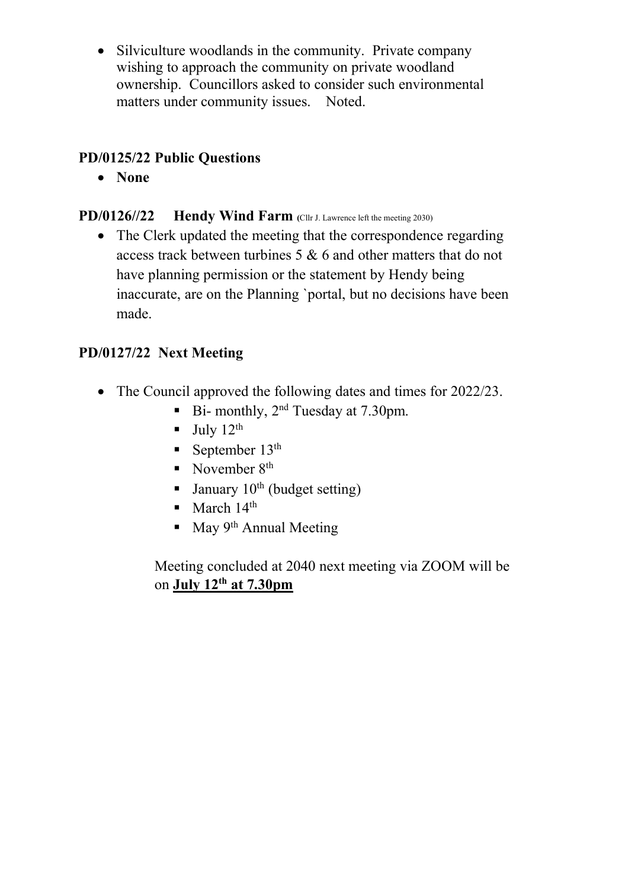- Silviculture woodlands in the community. Private company wishing to approach the community on private woodland ownership. Councillors asked to consider such environmental matters under community issues. Noted.

**PD/0125/22 Public Questions**

- **None**

**PD/0126//22 Hendy Wind Farm** (Cllr J. Lawrence left the meeting 2030)

- The Clerk updated the meeting that the correspondence regarding access track between turbines 5 & 6 and other matters that do not have planning permission or the statement by Hendy being inaccurate, are on the Planning `portal, but no decisions have been made.

**PD/0127/22 Next Meeting**

- The Council approved the following dates and times for 2022/23.
  - Bi- monthly, 2nd Tuesday at 7.30pm.
  - July 12th
  - September 13th
  - November 8th
  - January 10th (budget setting)
  - March 14th
  - May 9th Annual Meeting

Meeting concluded at 2040 next meeting via ZOOM will be on **July 12th at 7.30pm**